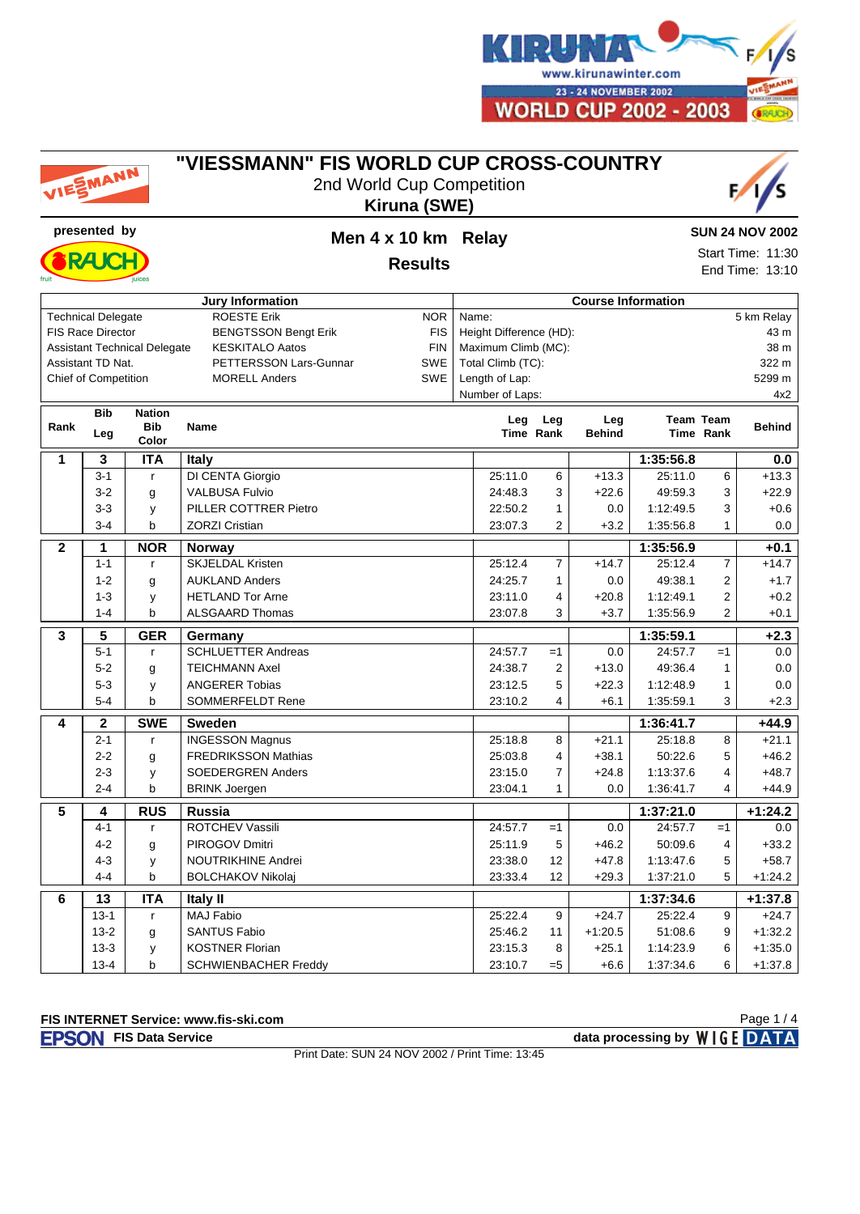# "VIESSMANN" FIS WORLD CUP CROSS-COUNTRY

2nd World Cup Competition

**Kiruna (SWE)**

KIRUNA www.kirunawinter.com 23 - 24 NOVEMBER 2002 WORLD CUP 2002 - 2003

presented by RAUCH

## Men 4 x 10 km Relay

### Results

**SUN 24 NOV 2002**

Start Time: 11:30

End Time: 13:10

| Jury Information | | | Course Information | |
|---|---|---|---|---|
| Technical Delegate | ROESTE Erik | NOR | Name: | 5 km Relay |
| FIS Race Director | BENGTSSON Bengt Erik | FIS | Height Difference (HD): | 43 m |
| Assistant Technical Delegate | KESKITALO Aatos | FIN | Maximum Climb (MC): | 38 m |
| Assistant TD Nat. | PETTERSSON Lars-Gunnar | SWE | Total Climb (TC): | 322 m |
| Chief of Competition | MORELL Anders | SWE | Length of Lap: | 5299 m |
| | | | Number of Laps: | 4x2 |

| Rank | Bib / Leg | Nation / Bib Color | Name | Leg Time | Leg Rank | Leg Behind | Team Time | Team Rank | Behind |
|---|---|---|---|---|---|---|---|---|---|
| **1** | **3** | **ITA** | **Italy** | | | | **1:35:56.8** | | **0.0** |
| | 3-1 | r | DI CENTA Giorgio | 25:11.0 | 6 | +13.3 | 25:11.0 | 6 | +13.3 |
| | 3-2 | g | VALBUSA Fulvio | 24:48.3 | 3 | +22.6 | 49:59.3 | 3 | +22.9 |
| | 3-3 | y | PILLER COTTRER Pietro | 22:50.2 | 1 | 0.0 | 1:12:49.5 | 3 | +0.6 |
| | 3-4 | b | ZORZI Cristian | 23:07.3 | 2 | +3.2 | 1:35:56.8 | 1 | 0.0 |
| **2** | **1** | **NOR** | **Norway** | | | | **1:35:56.9** | | **+0.1** |
| | 1-1 | r | SKJELDAL Kristen | 25:12.4 | 7 | +14.7 | 25:12.4 | 7 | +14.7 |
| | 1-2 | g | AUKLAND Anders | 24:25.7 | 1 | 0.0 | 49:38.1 | 2 | +1.7 |
| | 1-3 | y | HETLAND Tor Arne | 23:11.0 | 4 | +20.8 | 1:12:49.1 | 2 | +0.2 |
| | 1-4 | b | ALSGAARD Thomas | 23:07.8 | 3 | +3.7 | 1:35:56.9 | 2 | +0.1 |
| **3** | **5** | **GER** | **Germany** | | | | **1:35:59.1** | | **+2.3** |
| | 5-1 | r | SCHLUETTER Andreas | 24:57.7 | =1 | 0.0 | 24:57.7 | =1 | 0.0 |
| | 5-2 | g | TEICHMANN Axel | 24:38.7 | 2 | +13.0 | 49:36.4 | 1 | 0.0 |
| | 5-3 | y | ANGERER Tobias | 23:12.5 | 5 | +22.3 | 1:12:48.9 | 1 | 0.0 |
| | 5-4 | b | SOMMERFELDT Rene | 23:10.2 | 4 | +6.1 | 1:35:59.1 | 3 | +2.3 |
| **4** | **2** | **SWE** | **Sweden** | | | | **1:36:41.7** | | **+44.9** |
| | 2-1 | r | INGESSON Magnus | 25:18.8 | 8 | +21.1 | 25:18.8 | 8 | +21.1 |
| | 2-2 | g | FREDRIKSSON Mathias | 25:03.8 | 4 | +38.1 | 50:22.6 | 5 | +46.2 |
| | 2-3 | y | SOEDERGREN Anders | 23:15.0 | 7 | +24.8 | 1:13:37.6 | 4 | +48.7 |
| | 2-4 | b | BRINK Joergen | 23:04.1 | 1 | 0.0 | 1:36:41.7 | 4 | +44.9 |
| **5** | **4** | **RUS** | **Russia** | | | | **1:37:21.0** | | **+1:24.2** |
| | 4-1 | r | ROTCHEV Vassili | 24:57.7 | =1 | 0.0 | 24:57.7 | =1 | 0.0 |
| | 4-2 | g | PIROGOV Dmitri | 25:11.9 | 5 | +46.2 | 50:09.6 | 4 | +33.2 |
| | 4-3 | y | NOUTRIKHINE Andrei | 23:38.0 | 12 | +47.8 | 1:13:47.6 | 5 | +58.7 |
| | 4-4 | b | BOLCHAKOV Nikolaj | 23:33.4 | 12 | +29.3 | 1:37:21.0 | 5 | +1:24.2 |
| **6** | **13** | **ITA** | **Italy II** | | | | **1:37:34.6** | | **+1:37.8** |
| | 13-1 | r | MAJ Fabio | 25:22.4 | 9 | +24.7 | 25:22.4 | 9 | +24.7 |
| | 13-2 | g | SANTUS Fabio | 25:46.2 | 11 | +1:20.5 | 51:08.6 | 9 | +1:32.2 |
| | 13-3 | y | KOSTNER Florian | 23:15.3 | 8 | +25.1 | 1:14:23.9 | 6 | +1:35.0 |
| | 13-4 | b | SCHWIENBACHER Freddy | 23:10.7 | =5 | +6.6 | 1:37:34.6 | 6 | +1:37.8 |

FIS INTERNET Service: www.fis-ski.com

EPSON FIS Data Service — data processing by WIGE DATA

Print Date: SUN 24 NOV 2002 / Print Time: 13:45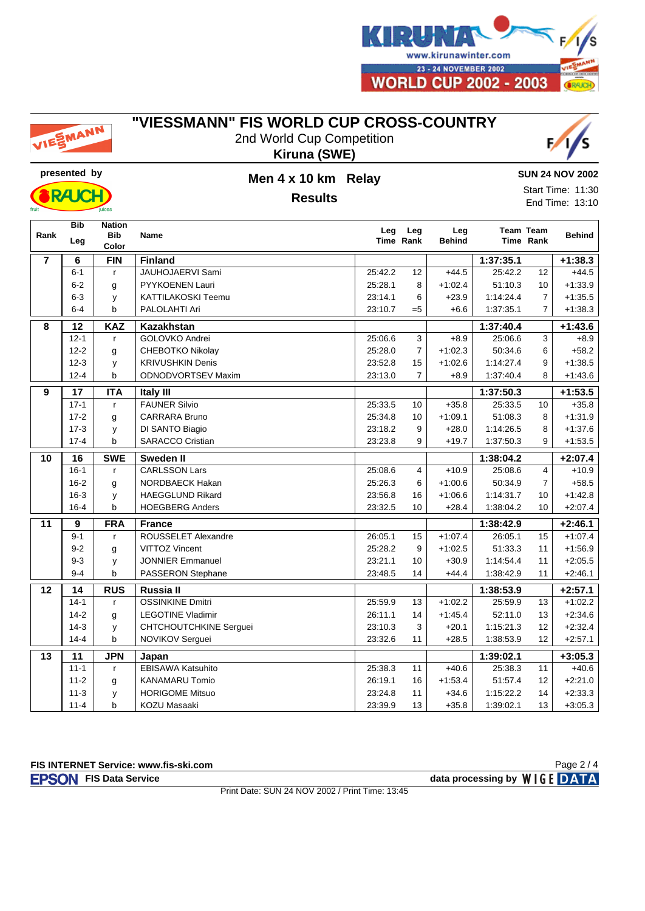# "VIESSMANN" FIS WORLD CUP CROSS-COUNTRY

2nd World Cup Competition

**Kiruna (SWE)**

presented by

**SUN 24 NOV 2002**

## Men 4 x 10 km Relay

### Results

Start Time: 11:30
End Time: 13:10

| Rank | Bib Leg | Nation Bib Color | Name | Leg Time | Leg Rank | Leg Behind | Team Time | Team Rank | Behind |
|---|---|---|---|---|---|---|---|---|---|
| **7** | **6** | **FIN** | **Finland** | | | | **1:37:35.1** | | **+1:38.3** |
| | 6-1 | r | JAUHOJAERVI Sami | 25:42.2 | 12 | +44.5 | 25:42.2 | 12 | +44.5 |
| | 6-2 | g | PYYKOENEN Lauri | 25:28.1 | 8 | +1:02.4 | 51:10.3 | 10 | +1:33.9 |
| | 6-3 | y | KATTILAKOSKI Teemu | 23:14.1 | 6 | +23.9 | 1:14:24.4 | 7 | +1:35.5 |
| | 6-4 | b | PALOLAHTI Ari | 23:10.7 | =5 | +6.6 | 1:37:35.1 | 7 | +1:38.3 |
| **8** | **12** | **KAZ** | **Kazakhstan** | | | | **1:37:40.4** | | **+1:43.6** |
| | 12-1 | r | GOLOVKO Andrei | 25:06.6 | 3 | +8.9 | 25:06.6 | 3 | +8.9 |
| | 12-2 | g | CHEBOTKO Nikolay | 25:28.0 | 7 | +1:02.3 | 50:34.6 | 6 | +58.2 |
| | 12-3 | y | KRIVUSHKIN Denis | 23:52.8 | 15 | +1:02.6 | 1:14:27.4 | 9 | +1:38.5 |
| | 12-4 | b | ODNODVORTSEV Maxim | 23:13.0 | 7 | +8.9 | 1:37:40.4 | 8 | +1:43.6 |
| **9** | **17** | **ITA** | **Italy III** | | | | **1:37:50.3** | | **+1:53.5** |
| | 17-1 | r | FAUNER Silvio | 25:33.5 | 10 | +35.8 | 25:33.5 | 10 | +35.8 |
| | 17-2 | g | CARRARA Bruno | 25:34.8 | 10 | +1:09.1 | 51:08.3 | 8 | +1:31.9 |
| | 17-3 | y | DI SANTO Biagio | 23:18.2 | 9 | +28.0 | 1:14:26.5 | 8 | +1:37.6 |
| | 17-4 | b | SARACCO Cristian | 23:23.8 | 9 | +19.7 | 1:37:50.3 | 9 | +1:53.5 |
| **10** | **16** | **SWE** | **Sweden II** | | | | **1:38:04.2** | | **+2:07.4** |
| | 16-1 | r | CARLSSON Lars | 25:08.6 | 4 | +10.9 | 25:08.6 | 4 | +10.9 |
| | 16-2 | g | NORDBAECK Hakan | 25:26.3 | 6 | +1:00.6 | 50:34.9 | 7 | +58.5 |
| | 16-3 | y | HAEGGLUND Rikard | 23:56.8 | 16 | +1:06.6 | 1:14:31.7 | 10 | +1:42.8 |
| | 16-4 | b | HOEGBERG Anders | 23:32.5 | 10 | +28.4 | 1:38:04.2 | 10 | +2:07.4 |
| **11** | **9** | **FRA** | **France** | | | | **1:38:42.9** | | **+2:46.1** |
| | 9-1 | r | ROUSSELET Alexandre | 26:05.1 | 15 | +1:07.4 | 26:05.1 | 15 | +1:07.4 |
| | 9-2 | g | VITTOZ Vincent | 25:28.2 | 9 | +1:02.5 | 51:33.3 | 11 | +1:56.9 |
| | 9-3 | y | JONNIER Emmanuel | 23:21.1 | 10 | +30.9 | 1:14:54.4 | 11 | +2:05.5 |
| | 9-4 | b | PASSERON Stephane | 23:48.5 | 14 | +44.4 | 1:38:42.9 | 11 | +2:46.1 |
| **12** | **14** | **RUS** | **Russia II** | | | | **1:38:53.9** | | **+2:57.1** |
| | 14-1 | r | OSSINKINE Dmitri | 25:59.9 | 13 | +1:02.2 | 25:59.9 | 13 | +1:02.2 |
| | 14-2 | g | LEGOTINE Vladimir | 26:11.1 | 14 | +1:45.4 | 52:11.0 | 13 | +2:34.6 |
| | 14-3 | y | CHTCHOUTCHKINE Serguei | 23:10.3 | 3 | +20.1 | 1:15:21.3 | 12 | +2:32.4 |
| | 14-4 | b | NOVIKOV Serguei | 23:32.6 | 11 | +28.5 | 1:38:53.9 | 12 | +2:57.1 |
| **13** | **11** | **JPN** | **Japan** | | | | **1:39:02.1** | | **+3:05.3** |
| | 11-1 | r | EBISAWA Katsuhito | 25:38.3 | 11 | +40.6 | 25:38.3 | 11 | +40.6 |
| | 11-2 | g | KANAMARU Tomio | 26:19.1 | 16 | +1:53.4 | 51:57.4 | 12 | +2:21.0 |
| | 11-3 | y | HORIGOME Mitsuo | 23:24.8 | 11 | +34.6 | 1:15:22.2 | 14 | +2:33.3 |
| | 11-4 | b | KOZU Masaaki | 23:39.9 | 13 | +35.8 | 1:39:02.1 | 13 | +3:05.3 |

FIS INTERNET Service: www.fis-ski.com

FIS Data Service — data processing by WIGE DATA

Print Date: SUN 24 NOV 2002 / Print Time: 13:45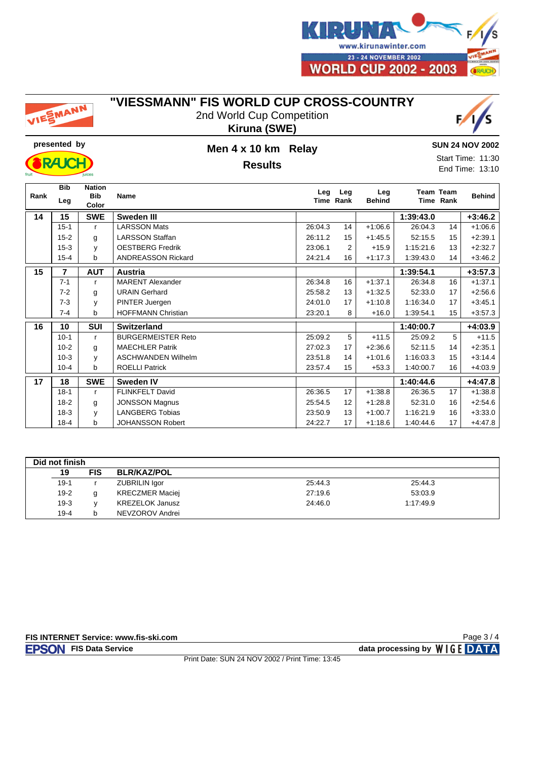# "VIESSMANN" FIS WORLD CUP CROSS-COUNTRY

2nd World Cup Competition

**Kiruna (SWE)**

presented by

## Men 4 x 10 km Relay

**Results**

**SUN 24 NOV 2002**

Start Time: 11:30

End Time: 13:10

| Rank | Bib Leg | Nation Bib Color | Name | Leg Time | Leg Rank | Leg Behind | Team Time | Team Rank | Behind |
|---|---|---|---|---|---|---|---|---|---|
| **14** | **15** | **SWE** | **Sweden III** | | | | **1:39:43.0** | | **+3:46.2** |
| | 15-1 | r | LARSSON Mats | 26:04.3 | 14 | +1:06.6 | 26:04.3 | 14 | +1:06.6 |
| | 15-2 | g | LARSSON Staffan | 26:11.2 | 15 | +1:45.5 | 52:15.5 | 15 | +2:39.1 |
| | 15-3 | y | OESTBERG Fredrik | 23:06.1 | 2 | +15.9 | 1:15:21.6 | 13 | +2:32.7 |
| | 15-4 | b | ANDREASSON Rickard | 24:21.4 | 16 | +1:17.3 | 1:39:43.0 | 14 | +3:46.2 |
| **15** | **7** | **AUT** | **Austria** | | | | **1:39:54.1** | | **+3:57.3** |
| | 7-1 | r | MARENT Alexander | 26:34.8 | 16 | +1:37.1 | 26:34.8 | 16 | +1:37.1 |
| | 7-2 | g | URAIN Gerhard | 25:58.2 | 13 | +1:32.5 | 52:33.0 | 17 | +2:56.6 |
| | 7-3 | y | PINTER Juergen | 24:01.0 | 17 | +1:10.8 | 1:16:34.0 | 17 | +3:45.1 |
| | 7-4 | b | HOFFMANN Christian | 23:20.1 | 8 | +16.0 | 1:39:54.1 | 15 | +3:57.3 |
| **16** | **10** | **SUI** | **Switzerland** | | | | **1:40:00.7** | | **+4:03.9** |
| | 10-1 | r | BURGERMEISTER Reto | 25:09.2 | 5 | +11.5 | 25:09.2 | 5 | +11.5 |
| | 10-2 | g | MAECHLER Patrik | 27:02.3 | 17 | +2:36.6 | 52:11.5 | 14 | +2:35.1 |
| | 10-3 | y | ASCHWANDEN Wilhelm | 23:51.8 | 14 | +1:01.6 | 1:16:03.3 | 15 | +3:14.4 |
| | 10-4 | b | ROELLI Patrick | 23:57.4 | 15 | +53.3 | 1:40:00.7 | 16 | +4:03.9 |
| **17** | **18** | **SWE** | **Sweden IV** | | | | **1:40:44.6** | | **+4:47.8** |
| | 18-1 | r | FLINKFELT David | 26:36.5 | 17 | +1:38.8 | 26:36.5 | 17 | +1:38.8 |
| | 18-2 | g | JONSSON Magnus | 25:54.5 | 12 | +1:28.8 | 52:31.0 | 16 | +2:54.6 |
| | 18-3 | y | LANGBERG Tobias | 23:50.9 | 13 | +1:00.7 | 1:16:21.9 | 16 | +3:33.0 |
| | 18-4 | b | JOHANSSON Robert | 24:22.7 | 17 | +1:18.6 | 1:40:44.6 | 17 | +4:47.8 |

**Did not finish**

| Bib Leg | Nation Bib Color | Name | Leg Time | Team Time |
|---|---|---|---|---|
| **19** | **FIS** | **BLR/KAZ/POL** | | |
| 19-1 | r | ZUBRILIN Igor | 25:44.3 | 25:44.3 |
| 19-2 | g | KRECZMER Maciej | 27:19.6 | 53:03.9 |
| 19-3 | y | KREZELOK Janusz | 24:46.0 | 1:17:49.9 |
| 19-4 | b | NEVZOROV Andrei | | |

FIS INTERNET Service: www.fis-ski.com

EPSON FIS Data Service — data processing by WIGE DATA

Print Date: SUN 24 NOV 2002 / Print Time: 13:45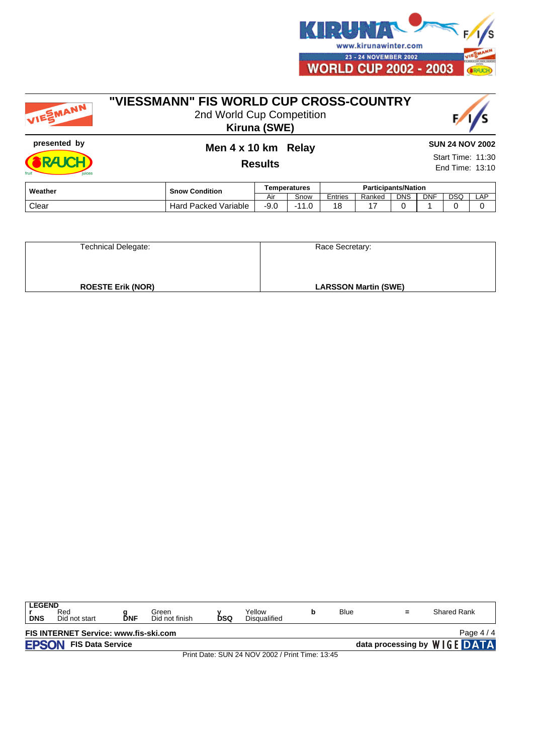# "VIESSMANN" FIS WORLD CUP CROSS-COUNTRY

2nd World Cup Competition

**Kiruna (SWE)**

**presented by**

## Men 4 x 10 km Relay

## Results

**SUN 24 NOV 2002**

Start Time: 11:30

End Time: 13:10

| Weather | Snow Condition | Temperatures | | Participants/Nation | | | | | |
|---|---|---|---|---|---|---|---|---|---|
| | | Air | Snow | Entries | Ranked | DNS | DNF | DSQ | LAP |
| Clear | Hard Packed Variable | -9.0 | -11.0 | 18 | 17 | 0 | 1 | 0 | 0 |

| Technical Delegate: | Race Secretary: |
|---|---|
| **ROESTE Erik (NOR)** | **LARSSON Martin (SWE)** |

**LEGEND**

| | | | | | | | | | |
|---|---|---|---|---|---|---|---|---|---|
| r | Red | g | Green | y | Yellow | b | Blue | = | Shared Rank |
| DNS | Did not start | DNF | Did not finish | DSQ | Disqualified | | | | |

**FIS INTERNET Service: www.fis-ski.com**

EPSON **FIS Data Service** — **data processing by WIGE DATA**

Print Date: SUN 24 NOV 2002 / Print Time: 13:45